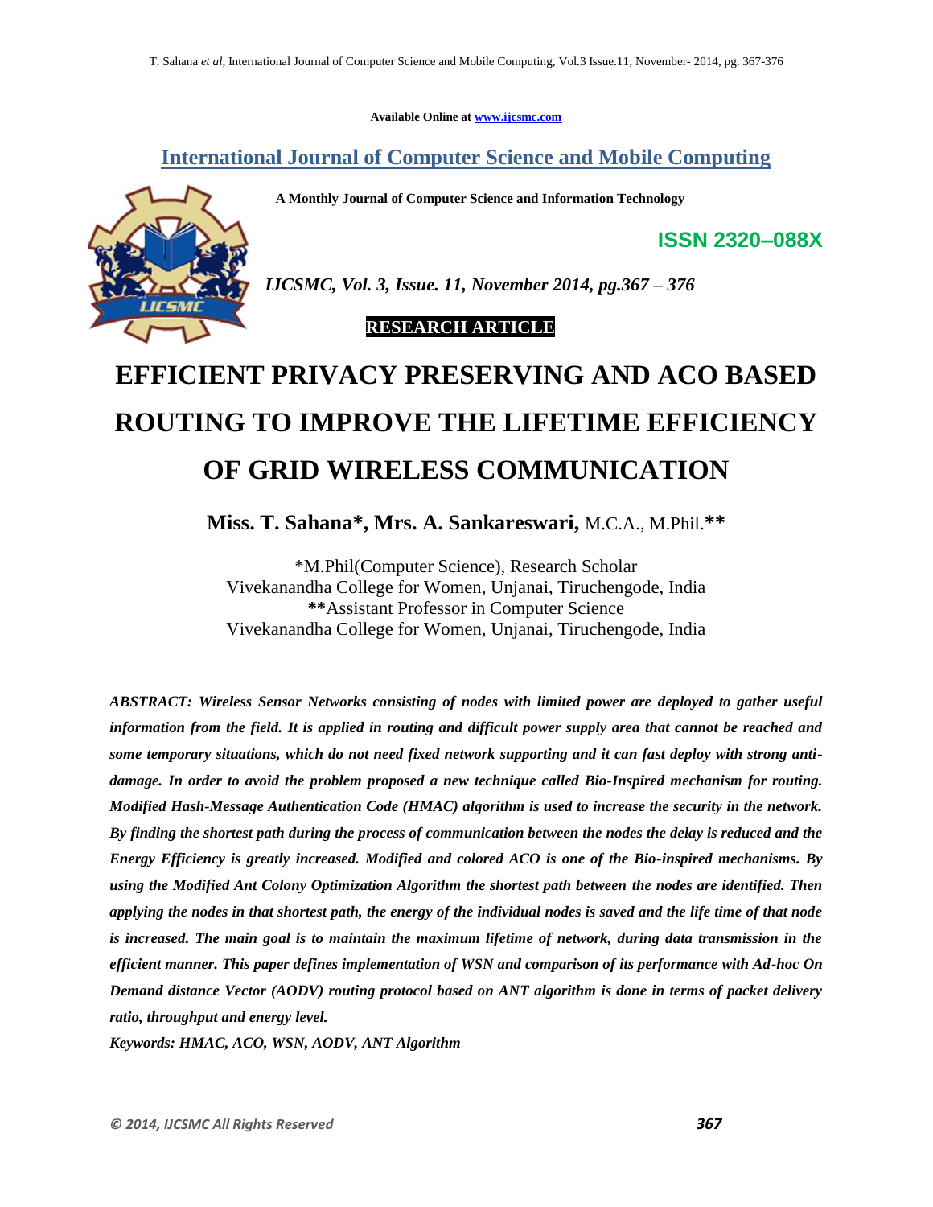Available Online at www.ijcsmc.com

## International Journal of Computer Science and Mobile Computing

**A Monthly Journal of Computer Science and Information Technology**

**ISSN 2320–088X**

*IJCSMC, Vol. 3, Issue. 11, November 2014, pg.367 – 376*

**RESEARCH ARTICLE**

# EFFICIENT PRIVACY PRESERVING AND ACO BASED ROUTING TO IMPROVE THE LIFETIME EFFICIENCY OF GRID WIRELESS COMMUNICATION

**Miss. T. Sahana*, Mrs. A. Sankareswari,** M.C.A., M.Phil.**

*M.Phil(Computer Science), Research Scholar
Vivekanandha College for Women, Unjanai, Tiruchengode, India
**Assistant Professor in Computer Science
Vivekanandha College for Women, Unjanai, Tiruchengode, India

***ABSTRACT: Wireless Sensor Networks consisting of nodes with limited power are deployed to gather useful information from the field. It is applied in routing and difficult power supply area that cannot be reached and some temporary situations, which do not need fixed network supporting and it can fast deploy with strong anti-damage. In order to avoid the problem proposed a new technique called Bio-Inspired mechanism for routing. Modified Hash-Message Authentication Code (HMAC) algorithm is used to increase the security in the network. By finding the shortest path during the process of communication between the nodes the delay is reduced and the Energy Efficiency is greatly increased. Modified and colored ACO is one of the Bio-inspired mechanisms. By using the Modified Ant Colony Optimization Algorithm the shortest path between the nodes are identified. Then applying the nodes in that shortest path, the energy of the individual nodes is saved and the life time of that node is increased. The main goal is to maintain the maximum lifetime of network, during data transmission in the efficient manner. This paper defines implementation of WSN and comparison of its performance with Ad-hoc On Demand distance Vector (AODV) routing protocol based on ANT algorithm is done in terms of packet delivery ratio, throughput and energy level.***

***Keywords: HMAC, ACO, WSN, AODV, ANT Algorithm***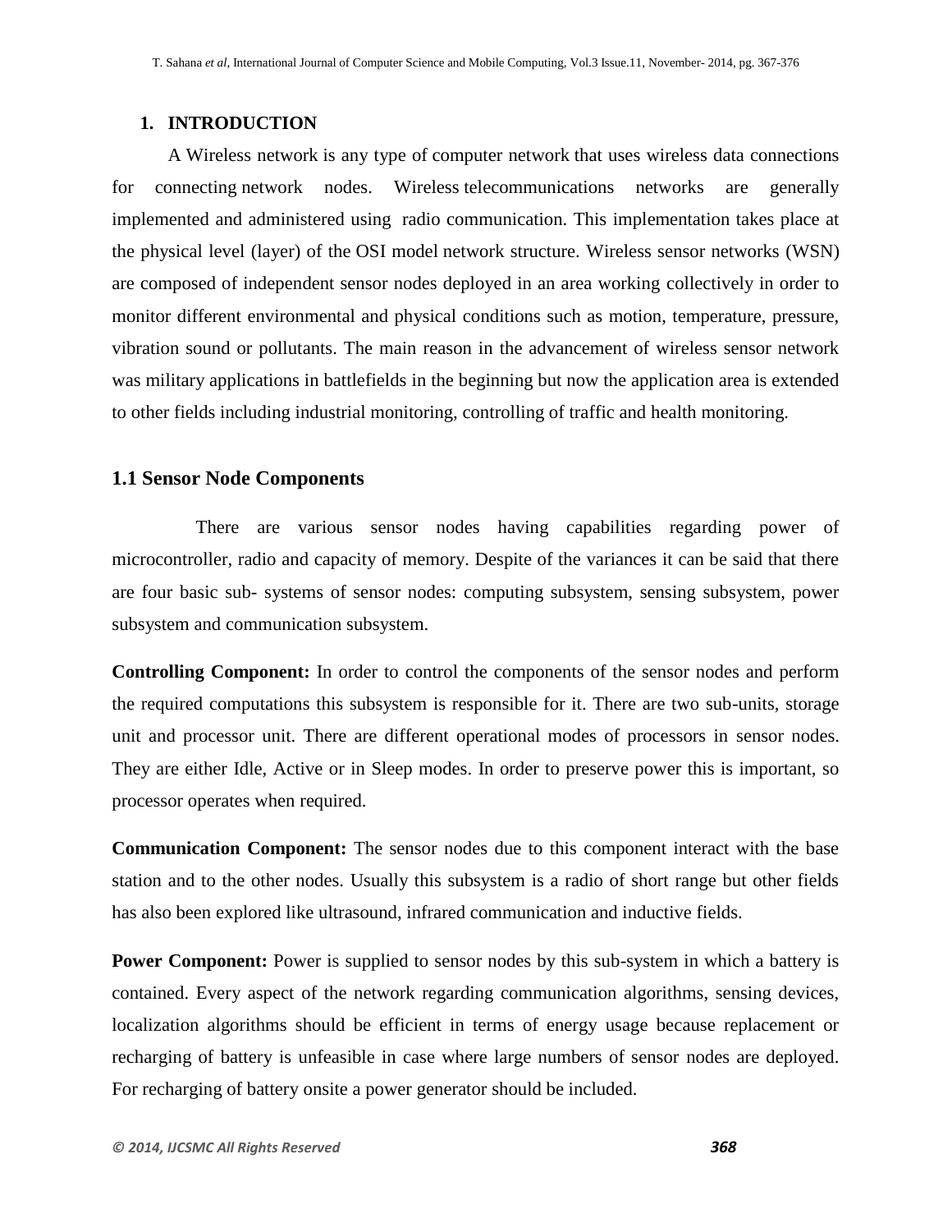## 1. INTRODUCTION

A Wireless network is any type of computer network that uses wireless data connections for connecting network nodes. Wireless telecommunications networks are generally implemented and administered using radio communication. This implementation takes place at the physical level (layer) of the OSI model network structure. Wireless sensor networks (WSN) are composed of independent sensor nodes deployed in an area working collectively in order to monitor different environmental and physical conditions such as motion, temperature, pressure, vibration sound or pollutants. The main reason in the advancement of wireless sensor network was military applications in battlefields in the beginning but now the application area is extended to other fields including industrial monitoring, controlling of traffic and health monitoring.

### 1.1 Sensor Node Components

There are various sensor nodes having capabilities regarding power of microcontroller, radio and capacity of memory. Despite of the variances it can be said that there are four basic sub- systems of sensor nodes: computing subsystem, sensing subsystem, power subsystem and communication subsystem.

**Controlling Component:** In order to control the components of the sensor nodes and perform the required computations this subsystem is responsible for it. There are two sub-units, storage unit and processor unit. There are different operational modes of processors in sensor nodes. They are either Idle, Active or in Sleep modes. In order to preserve power this is important, so processor operates when required.

**Communication Component:** The sensor nodes due to this component interact with the base station and to the other nodes. Usually this subsystem is a radio of short range but other fields has also been explored like ultrasound, infrared communication and inductive fields.

**Power Component:** Power is supplied to sensor nodes by this sub-system in which a battery is contained. Every aspect of the network regarding communication algorithms, sensing devices, localization algorithms should be efficient in terms of energy usage because replacement or recharging of battery is unfeasible in case where large numbers of sensor nodes are deployed. For recharging of battery onsite a power generator should be included.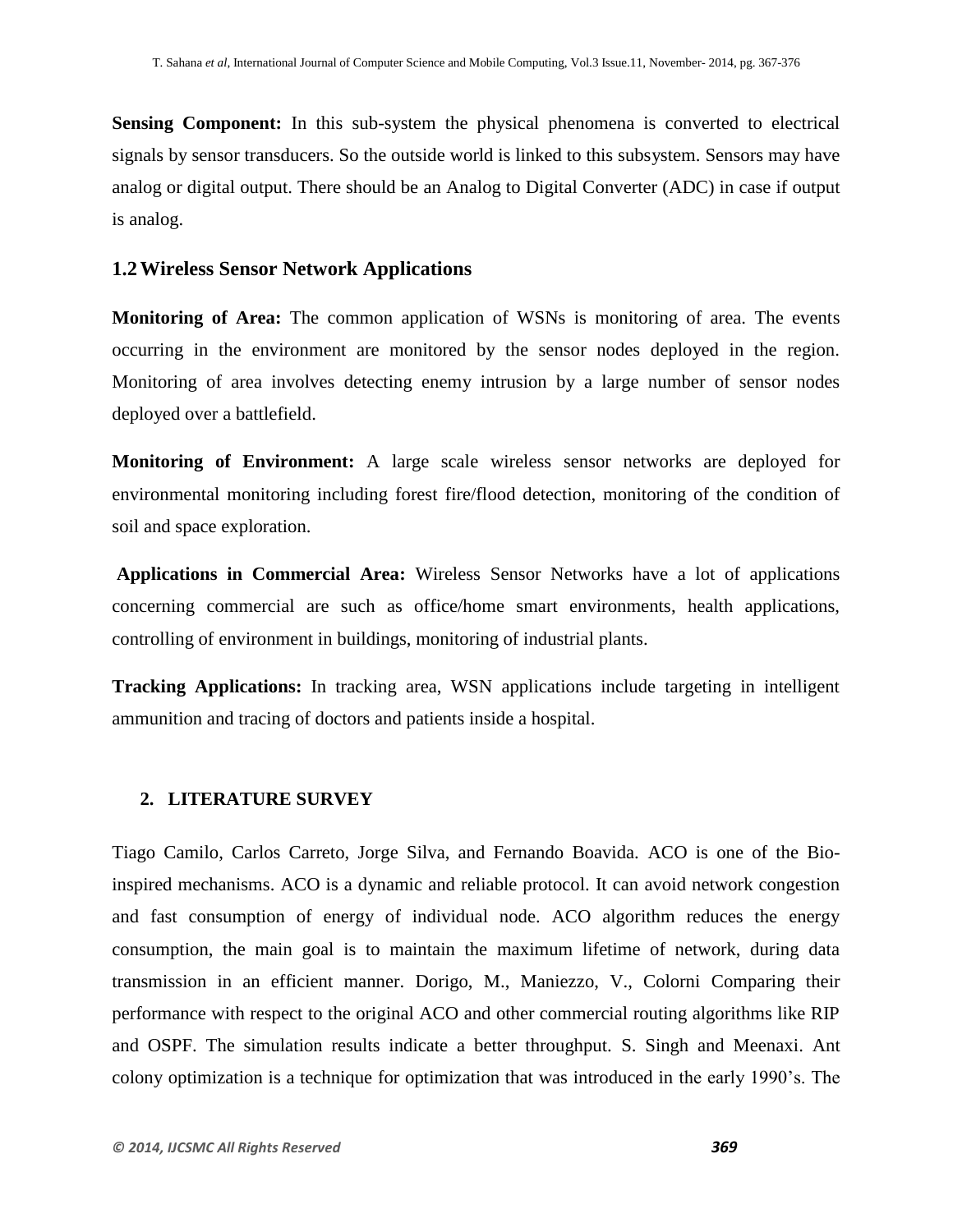**Sensing Component:** In this sub-system the physical phenomena is converted to electrical signals by sensor transducers. So the outside world is linked to this subsystem. Sensors may have analog or digital output. There should be an Analog to Digital Converter (ADC) in case if output is analog.

### 1.2 Wireless Sensor Network Applications

**Monitoring of Area:** The common application of WSNs is monitoring of area. The events occurring in the environment are monitored by the sensor nodes deployed in the region. Monitoring of area involves detecting enemy intrusion by a large number of sensor nodes deployed over a battlefield.

**Monitoring of Environment:** A large scale wireless sensor networks are deployed for environmental monitoring including forest fire/flood detection, monitoring of the condition of soil and space exploration.

**Applications in Commercial Area:** Wireless Sensor Networks have a lot of applications concerning commercial are such as office/home smart environments, health applications, controlling of environment in buildings, monitoring of industrial plants.

**Tracking Applications:** In tracking area, WSN applications include targeting in intelligent ammunition and tracing of doctors and patients inside a hospital.

## 2. LITERATURE SURVEY

Tiago Camilo, Carlos Carreto, Jorge Silva, and Fernando Boavida. ACO is one of the Bio-inspired mechanisms. ACO is a dynamic and reliable protocol. It can avoid network congestion and fast consumption of energy of individual node. ACO algorithm reduces the energy consumption, the main goal is to maintain the maximum lifetime of network, during data transmission in an efficient manner. Dorigo, M., Maniezzo, V., Colorni Comparing their performance with respect to the original ACO and other commercial routing algorithms like RIP and OSPF. The simulation results indicate a better throughput. S. Singh and Meenaxi. Ant colony optimization is a technique for optimization that was introduced in the early 1990's. The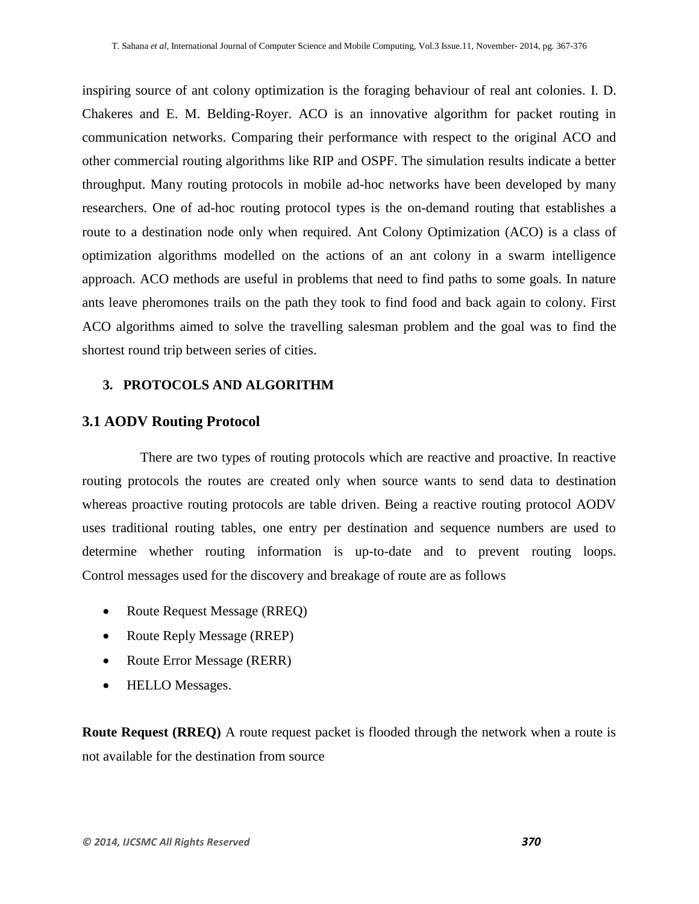inspiring source of ant colony optimization is the foraging behaviour of real ant colonies. I. D. Chakeres and E. M. Belding-Royer. ACO is an innovative algorithm for packet routing in communication networks. Comparing their performance with respect to the original ACO and other commercial routing algorithms like RIP and OSPF. The simulation results indicate a better throughput. Many routing protocols in mobile ad-hoc networks have been developed by many researchers. One of ad-hoc routing protocol types is the on-demand routing that establishes a route to a destination node only when required. Ant Colony Optimization (ACO) is a class of optimization algorithms modelled on the actions of an ant colony in a swarm intelligence approach. ACO methods are useful in problems that need to find paths to some goals. In nature ants leave pheromones trails on the path they took to find food and back again to colony. First ACO algorithms aimed to solve the travelling salesman problem and the goal was to find the shortest round trip between series of cities.

## 3. PROTOCOLS AND ALGORITHM

### 3.1 AODV Routing Protocol

There are two types of routing protocols which are reactive and proactive. In reactive routing protocols the routes are created only when source wants to send data to destination whereas proactive routing protocols are table driven. Being a reactive routing protocol AODV uses traditional routing tables, one entry per destination and sequence numbers are used to determine whether routing information is up-to-date and to prevent routing loops. Control messages used for the discovery and breakage of route are as follows

- Route Request Message (RREQ)
- Route Reply Message (RREP)
- Route Error Message (RERR)
- HELLO Messages.

**Route Request (RREQ)** A route request packet is flooded through the network when a route is not available for the destination from source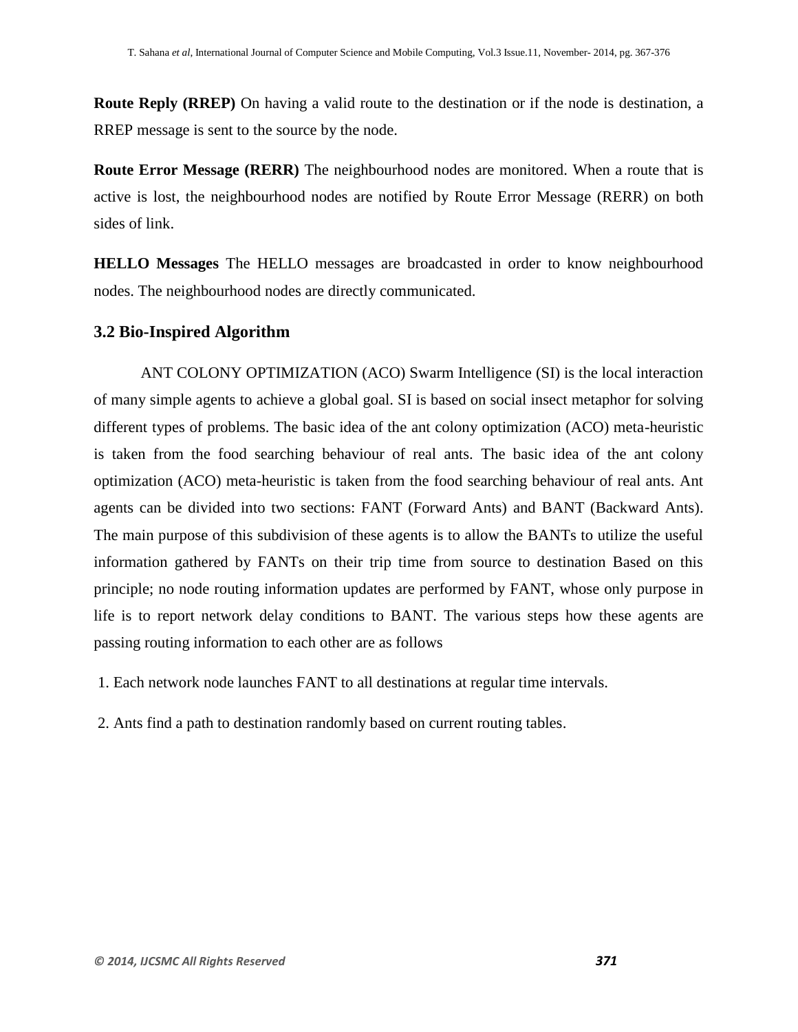**Route Reply (RREP)** On having a valid route to the destination or if the node is destination, a RREP message is sent to the source by the node.

**Route Error Message (RERR)** The neighbourhood nodes are monitored. When a route that is active is lost, the neighbourhood nodes are notified by Route Error Message (RERR) on both sides of link.

**HELLO Messages** The HELLO messages are broadcasted in order to know neighbourhood nodes. The neighbourhood nodes are directly communicated.

### 3.2 Bio-Inspired Algorithm

ANT COLONY OPTIMIZATION (ACO) Swarm Intelligence (SI) is the local interaction of many simple agents to achieve a global goal. SI is based on social insect metaphor for solving different types of problems. The basic idea of the ant colony optimization (ACO) meta-heuristic is taken from the food searching behaviour of real ants. The basic idea of the ant colony optimization (ACO) meta-heuristic is taken from the food searching behaviour of real ants. Ant agents can be divided into two sections: FANT (Forward Ants) and BANT (Backward Ants). The main purpose of this subdivision of these agents is to allow the BANTs to utilize the useful information gathered by FANTs on their trip time from source to destination Based on this principle; no node routing information updates are performed by FANT, whose only purpose in life is to report network delay conditions to BANT. The various steps how these agents are passing routing information to each other are as follows

1. Each network node launches FANT to all destinations at regular time intervals.
2. Ants find a path to destination randomly based on current routing tables.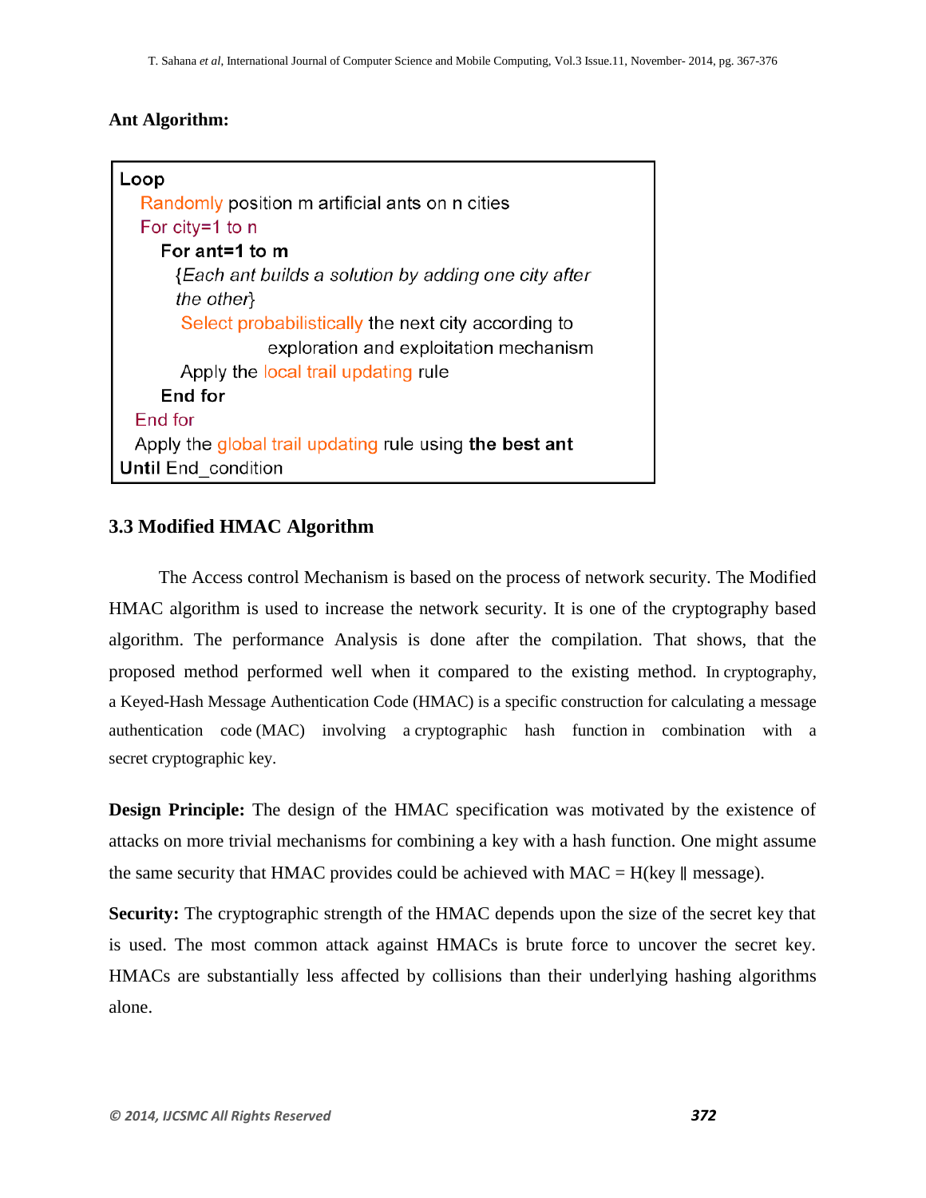**Ant Algorithm:**

```
Loop
   Randomly position m artificial ants on n cities
   For city=1 to n
      For ant=1 to m
         {Each ant builds a solution by adding one city after
         the other}
          Select probabilistically the next city according to
                    exploration and exploitation mechanism
          Apply the local trail updating rule
      End for
  End for
  Apply the global trail updating rule using the best ant
Until End_condition
```

### 3.3 Modified HMAC Algorithm

The Access control Mechanism is based on the process of network security. The Modified HMAC algorithm is used to increase the network security. It is one of the cryptography based algorithm. The performance Analysis is done after the compilation. That shows, that the proposed method performed well when it compared to the existing method. In cryptography, a Keyed-Hash Message Authentication Code (HMAC) is a specific construction for calculating a message authentication code (MAC) involving a cryptographic hash function in combination with a secret cryptographic key.

**Design Principle:** The design of the HMAC specification was motivated by the existence of attacks on more trivial mechanisms for combining a key with a hash function. One might assume the same security that HMAC provides could be achieved with MAC = H(key ∥ message).

**Security:** The cryptographic strength of the HMAC depends upon the size of the secret key that is used. The most common attack against HMACs is brute force to uncover the secret key. HMACs are substantially less affected by collisions than their underlying hashing algorithms alone.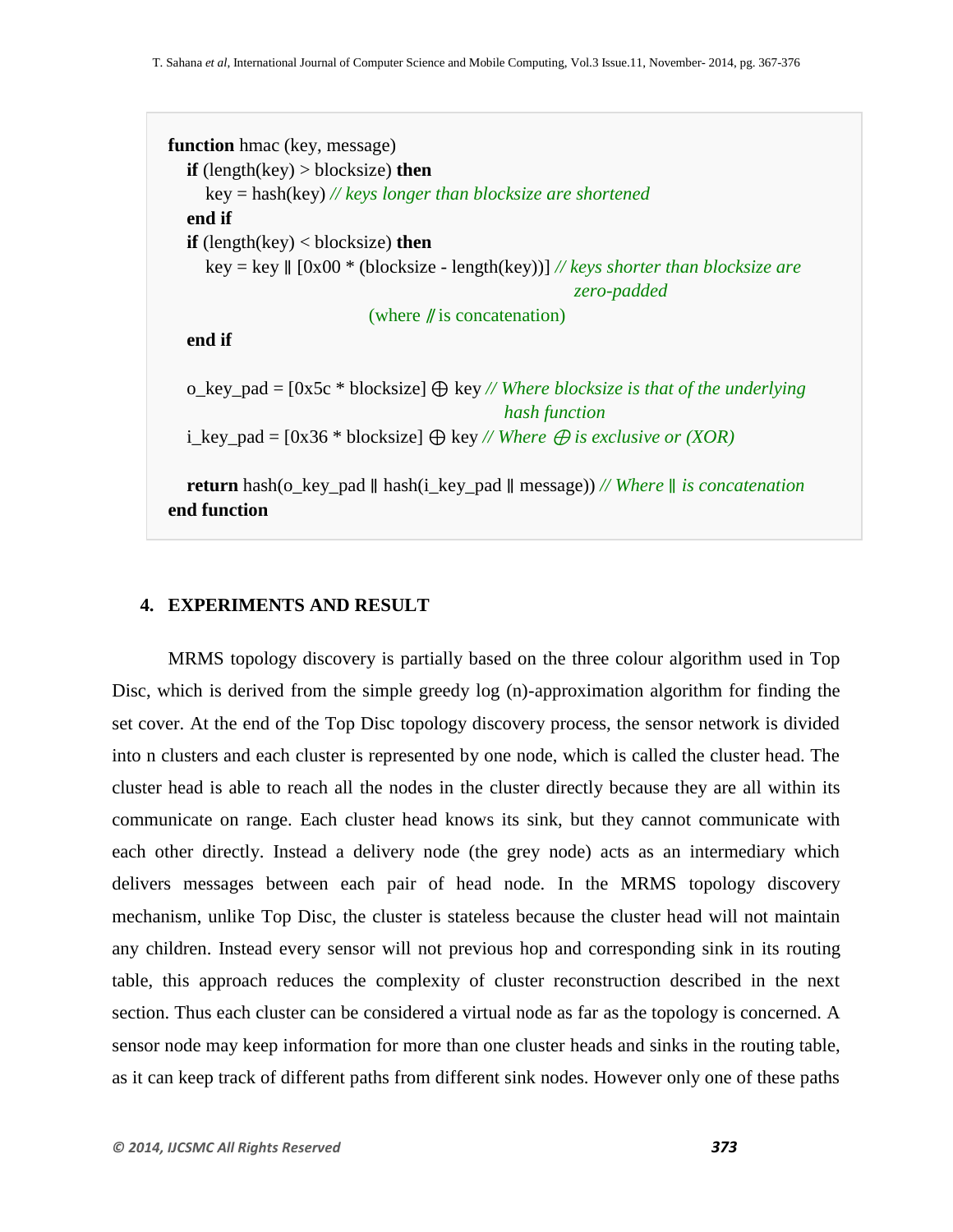```
function hmac (key, message)
   if (length(key) > blocksize) then
      key = hash(key) // keys longer than blocksize are shortened
   end if
   if (length(key) < blocksize) then
      key = key ∥ [0x00 * (blocksize - length(key))] // keys shorter than blocksize are
                                                        zero-padded
                              (where ∥ is concatenation)
   end if

   o_key_pad = [0x5c * blocksize] ⊕ key // Where blocksize is that of the underlying
                                            hash function
   i_key_pad = [0x36 * blocksize] ⊕ key // Where ⊕ is exclusive or (XOR)

   return hash(o_key_pad ∥ hash(i_key_pad ∥ message)) // Where ∥ is concatenation
end function
```

## 4. EXPERIMENTS AND RESULT

MRMS topology discovery is partially based on the three colour algorithm used in Top Disc, which is derived from the simple greedy log (n)-approximation algorithm for finding the set cover. At the end of the Top Disc topology discovery process, the sensor network is divided into n clusters and each cluster is represented by one node, which is called the cluster head. The cluster head is able to reach all the nodes in the cluster directly because they are all within its communicate on range. Each cluster head knows its sink, but they cannot communicate with each other directly. Instead a delivery node (the grey node) acts as an intermediary which delivers messages between each pair of head node. In the MRMS topology discovery mechanism, unlike Top Disc, the cluster is stateless because the cluster head will not maintain any children. Instead every sensor will not previous hop and corresponding sink in its routing table, this approach reduces the complexity of cluster reconstruction described in the next section. Thus each cluster can be considered a virtual node as far as the topology is concerned. A sensor node may keep information for more than one cluster heads and sinks in the routing table, as it can keep track of different paths from different sink nodes. However only one of these paths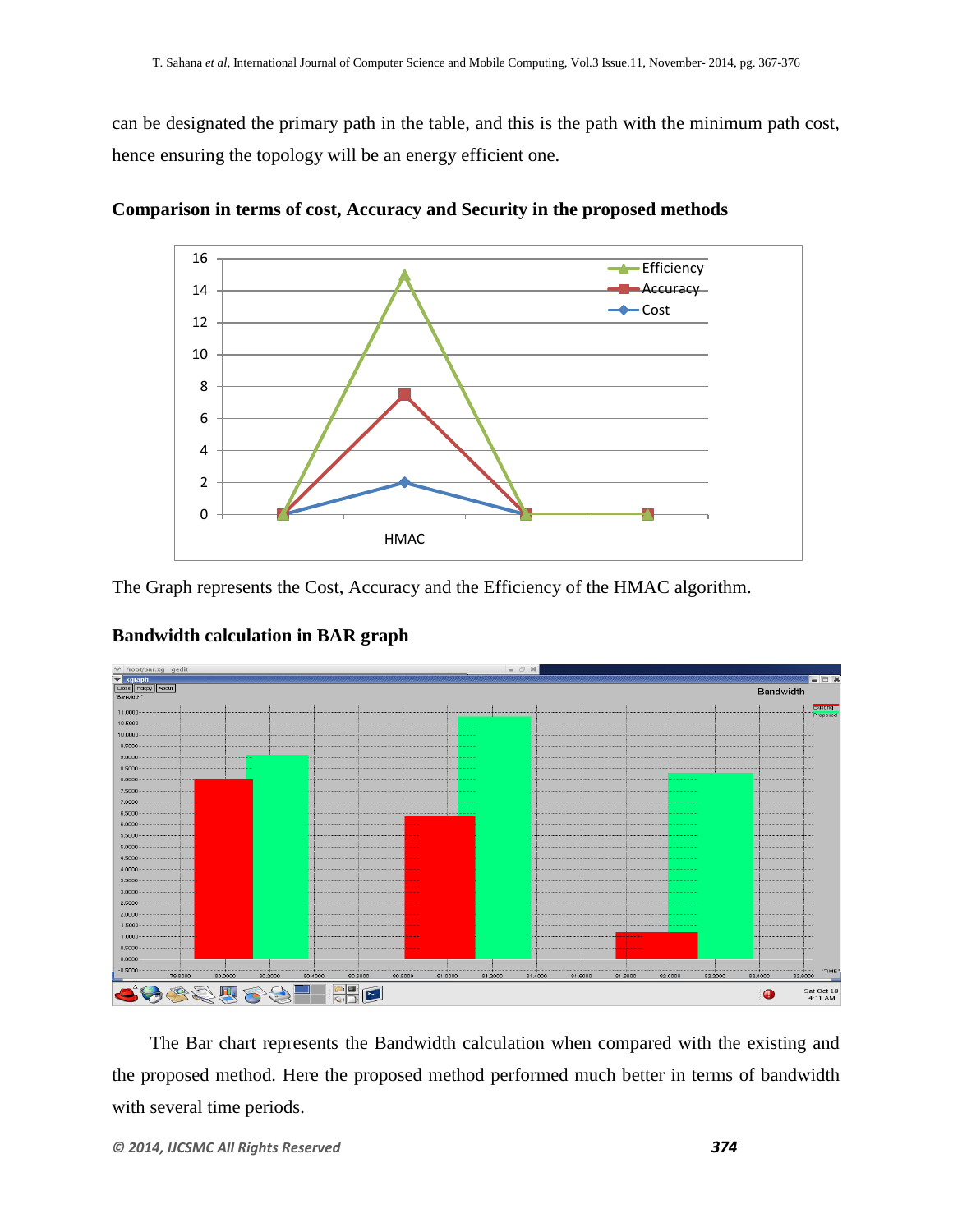can be designated the primary path in the table, and this is the path with the minimum path cost, hence ensuring the topology will be an energy efficient one.

**Comparison in terms of cost, Accuracy and Security in the proposed methods**

The Graph represents the Cost, Accuracy and the Efficiency of the HMAC algorithm.

**Bandwidth calculation in BAR graph**

The Bar chart represents the Bandwidth calculation when compared with the existing and the proposed method. Here the proposed method performed much better in terms of bandwidth with several time periods.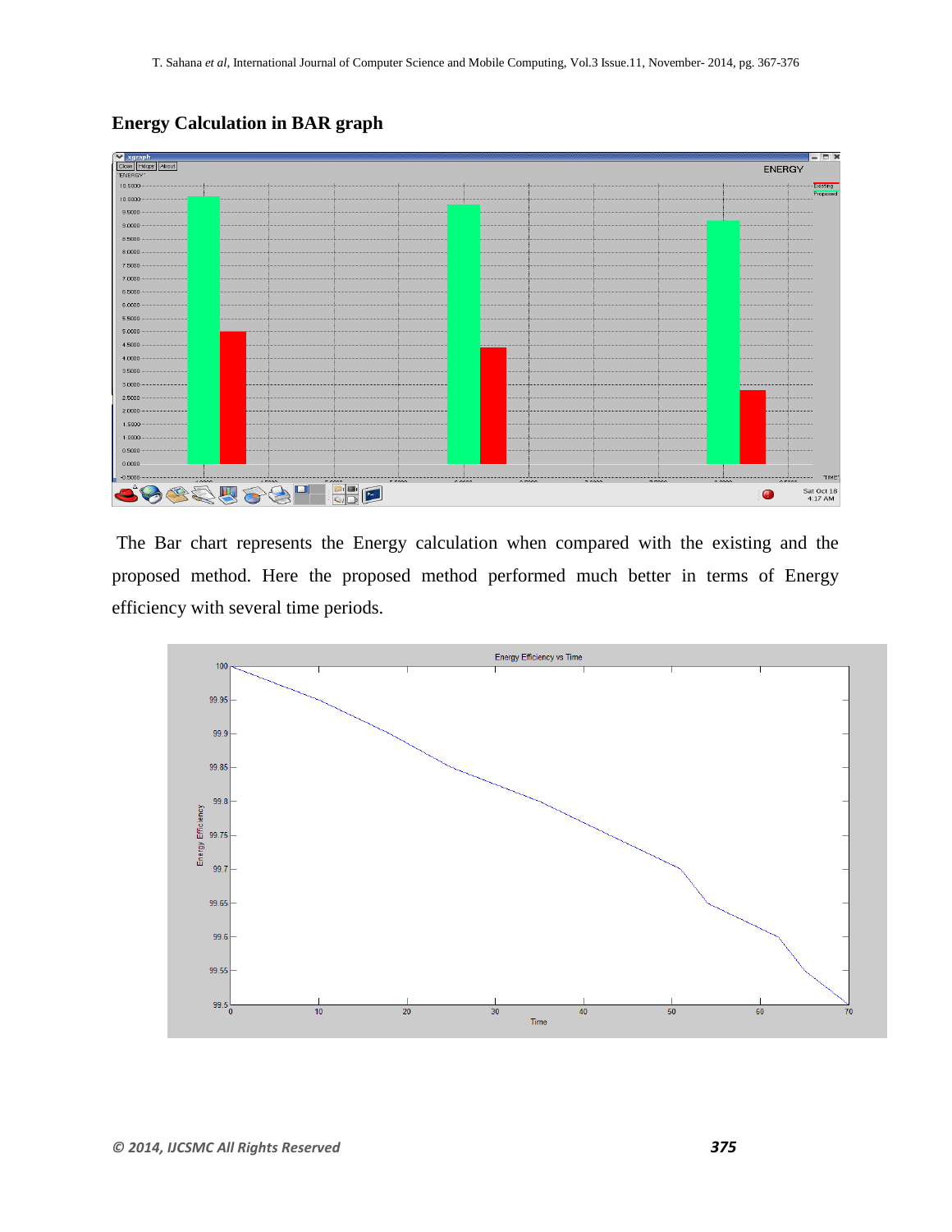**Energy Calculation in BAR graph**

The Bar chart represents the Energy calculation when compared with the existing and the proposed method. Here the proposed method performed much better in terms of Energy efficiency with several time periods.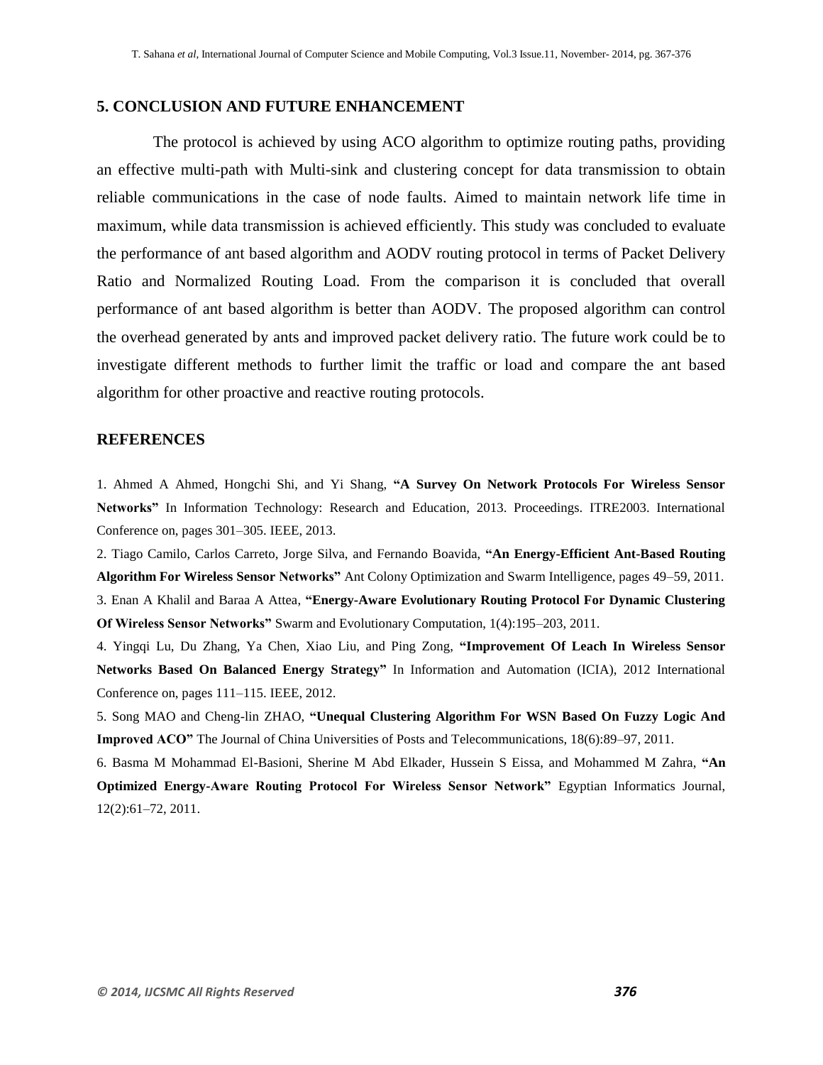## 5. CONCLUSION AND FUTURE ENHANCEMENT

The protocol is achieved by using ACO algorithm to optimize routing paths, providing an effective multi-path with Multi-sink and clustering concept for data transmission to obtain reliable communications in the case of node faults. Aimed to maintain network life time in maximum, while data transmission is achieved efficiently. This study was concluded to evaluate the performance of ant based algorithm and AODV routing protocol in terms of Packet Delivery Ratio and Normalized Routing Load. From the comparison it is concluded that overall performance of ant based algorithm is better than AODV. The proposed algorithm can control the overhead generated by ants and improved packet delivery ratio. The future work could be to investigate different methods to further limit the traffic or load and compare the ant based algorithm for other proactive and reactive routing protocols.

## REFERENCES

1. Ahmed A Ahmed, Hongchi Shi, and Yi Shang, **"A Survey On Network Protocols For Wireless Sensor Networks"** In Information Technology: Research and Education, 2013. Proceedings. ITRE2003. International Conference on, pages 301–305. IEEE, 2013.

2. Tiago Camilo, Carlos Carreto, Jorge Silva, and Fernando Boavida, **"An Energy-Efficient Ant-Based Routing Algorithm For Wireless Sensor Networks"** Ant Colony Optimization and Swarm Intelligence, pages 49–59, 2011.

3. Enan A Khalil and Baraa A Attea, **"Energy-Aware Evolutionary Routing Protocol For Dynamic Clustering Of Wireless Sensor Networks"** Swarm and Evolutionary Computation, 1(4):195–203, 2011.

4. Yingqi Lu, Du Zhang, Ya Chen, Xiao Liu, and Ping Zong, **"Improvement Of Leach In Wireless Sensor Networks Based On Balanced Energy Strategy"** In Information and Automation (ICIA), 2012 International Conference on, pages 111–115. IEEE, 2012.

5. Song MAO and Cheng-lin ZHAO, **"Unequal Clustering Algorithm For WSN Based On Fuzzy Logic And Improved ACO"** The Journal of China Universities of Posts and Telecommunications, 18(6):89–97, 2011.

6. Basma M Mohammad El-Basioni, Sherine M Abd Elkader, Hussein S Eissa, and Mohammed M Zahra, **"An Optimized Energy-Aware Routing Protocol For Wireless Sensor Network"** Egyptian Informatics Journal, 12(2):61–72, 2011.